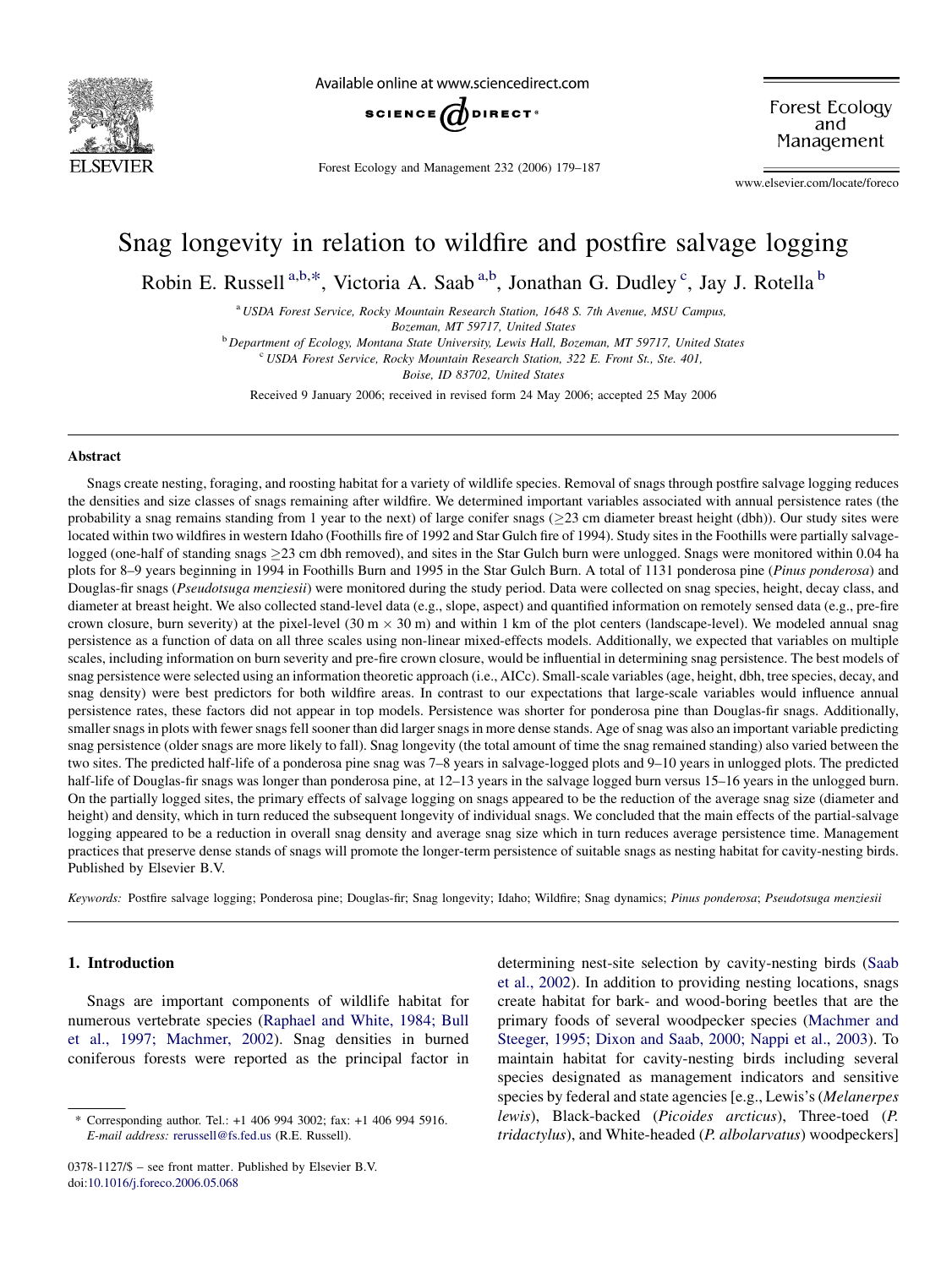# Snag longevity in relation to wildfire and postfire salvage logging

Robin E. Russell [a,b,*], Victoria A. Saab [a,b], Jonathan G. Dudley [c], Jay J. Rotella [b]

[a] USDA Forest Service, Rocky Mountain Research Station, 1648 S. 7th Avenue, MSU Campus, Bozeman, MT 59717, United States

[b] Department of Ecology, Montana State University, Lewis Hall, Bozeman, MT 59717, United States

[c] USDA Forest Service, Rocky Mountain Research Station, 322 E. Front St., Ste. 401, Boise, ID 83702, United States

Received 9 January 2006; received in revised form 24 May 2006; accepted 25 May 2006

## Abstract

Snags create nesting, foraging, and roosting habitat for a variety of wildlife species. Removal of snags through postfire salvage logging reduces the densities and size classes of snags remaining after wildfire. We determined important variables associated with annual persistence rates (the probability a snag remains standing from 1 year to the next) of large conifer snags (≥23 cm diameter breast height (dbh)). Our study sites were located within two wildfires in western Idaho (Foothills fire of 1992 and Star Gulch fire of 1994). Study sites in the Foothills were partially salvage-logged (one-half of standing snags ≥23 cm dbh removed), and sites in the Star Gulch burn were unlogged. Snags were monitored within 0.04 ha plots for 8–9 years beginning in 1994 in Foothills Burn and 1995 in the Star Gulch Burn. A total of 1131 ponderosa pine (*Pinus ponderosa*) and Douglas-fir snags (*Pseudotsuga menziesii*) were monitored during the study period. Data were collected on snag species, height, decay class, and diameter at breast height. We also collected stand-level data (e.g., slope, aspect) and quantified information on remotely sensed data (e.g., pre-fire crown closure, burn severity) at the pixel-level (30 m × 30 m) and within 1 km of the plot centers (landscape-level). We modeled annual snag persistence as a function of data on all three scales using non-linear mixed-effects models. Additionally, we expected that variables on multiple scales, including information on burn severity and pre-fire crown closure, would be influential in determining snag persistence. The best models of snag persistence were selected using an information theoretic approach (i.e., AICc). Small-scale variables (age, height, dbh, tree species, decay, and snag density) were best predictors for both wildfire areas. In contrast to our expectations that large-scale variables would influence annual persistence rates, these factors did not appear in top models. Persistence was shorter for ponderosa pine than Douglas-fir snags. Additionally, smaller snags in plots with fewer snags fell sooner than did larger snags in more dense stands. Age of snag was also an important variable predicting snag persistence (older snags are more likely to fall). Snag longevity (the total amount of time the snag remained standing) also varied between the two sites. The predicted half-life of a ponderosa pine snag was 7–8 years in salvage-logged plots and 9–10 years in unlogged plots. The predicted half-life of Douglas-fir snags was longer than ponderosa pine, at 12–13 years in the salvage logged burn versus 15–16 years in the unlogged burn. On the partially logged sites, the primary effects of salvage logging on snags appeared to be the reduction of the average snag size (diameter and height) and density, which in turn reduced the subsequent longevity of individual snags. We concluded that the main effects of the partial-salvage logging appeared to be a reduction in overall snag density and average snag size which in turn reduces average persistence time. Management practices that preserve dense stands of snags will promote the longer-term persistence of suitable snags as nesting habitat for cavity-nesting birds.
Published by Elsevier B.V.

*Keywords:* Postfire salvage logging; Ponderosa pine; Douglas-fir; Snag longevity; Idaho; Wildfire; Snag dynamics; *Pinus ponderosa*; *Pseudotsuga menziesii*

## 1. Introduction

Snags are important components of wildlife habitat for numerous vertebrate species (Raphael and White, 1984; Bull et al., 1997; Machmer, 2002). Snag densities in burned coniferous forests were reported as the principal factor in determining nest-site selection by cavity-nesting birds (Saab et al., 2002). In addition to providing nesting locations, snags create habitat for bark- and wood-boring beetles that are the primary foods of several woodpecker species (Machmer and Steeger, 1995; Dixon and Saab, 2000; Nappi et al., 2003). To maintain habitat for cavity-nesting birds including several species designated as management indicators and sensitive species by federal and state agencies [e.g., Lewis's (*Melanerpes lewis*), Black-backed (*Picoides arcticus*), Three-toed (*P. tridactylus*), and White-headed (*P. albolarvatus*) woodpeckers]

* Corresponding author. Tel.: +1 406 994 3002; fax: +1 406 994 5916.
*E-mail address:* rerussell@fs.fed.us (R.E. Russell).

0378-1127/$ – see front matter. Published by Elsevier B.V.
doi:10.1016/j.foreco.2006.05.068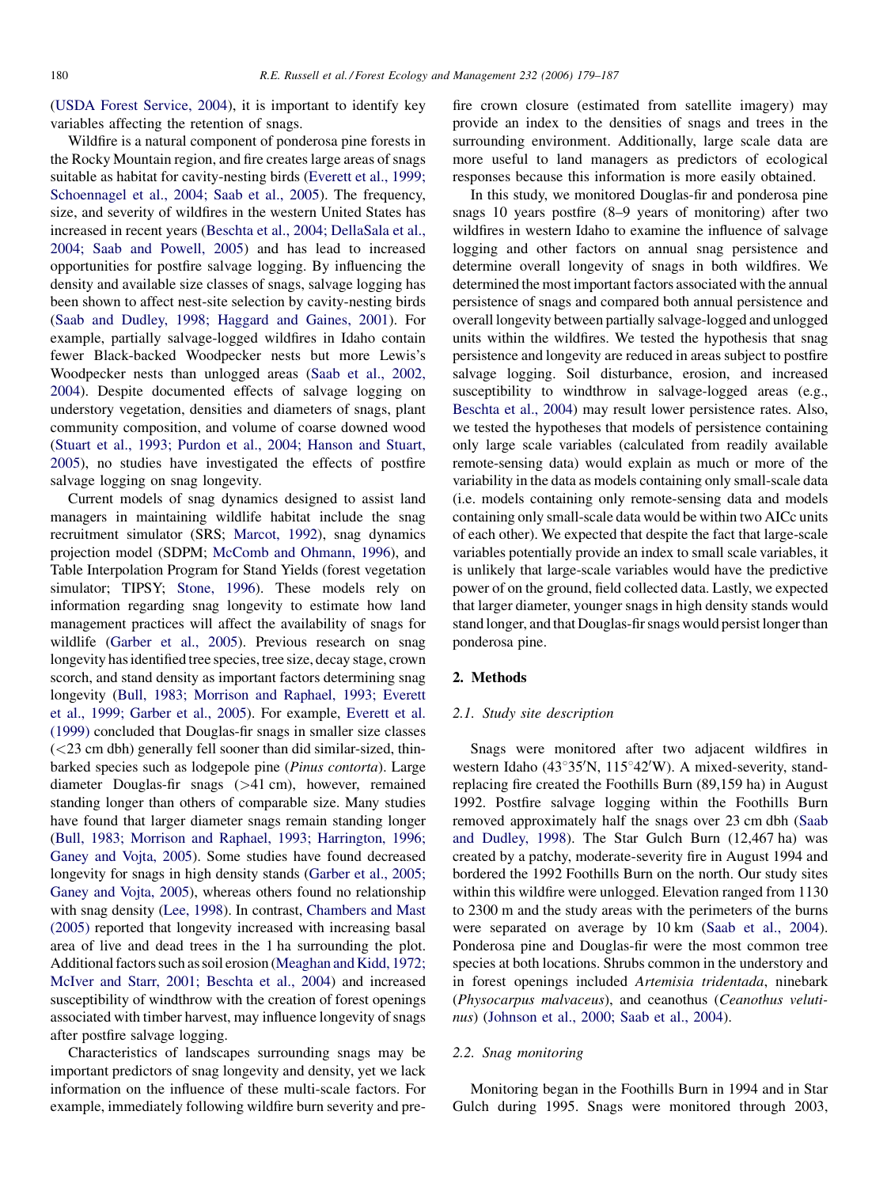(USDA Forest Service, 2004), it is important to identify key variables affecting the retention of snags.

Wildfire is a natural component of ponderosa pine forests in the Rocky Mountain region, and fire creates large areas of snags suitable as habitat for cavity-nesting birds (Everett et al., 1999; Schoennagel et al., 2004; Saab et al., 2005). The frequency, size, and severity of wildfires in the western United States has increased in recent years (Beschta et al., 2004; DellaSala et al., 2004; Saab and Powell, 2005) and has lead to increased opportunities for postfire salvage logging. By influencing the density and available size classes of snags, salvage logging has been shown to affect nest-site selection by cavity-nesting birds (Saab and Dudley, 1998; Haggard and Gaines, 2001). For example, partially salvage-logged wildfires in Idaho contain fewer Black-backed Woodpecker nests but more Lewis's Woodpecker nests than unlogged areas (Saab et al., 2002, 2004). Despite documented effects of salvage logging on understory vegetation, densities and diameters of snags, plant community composition, and volume of coarse downed wood (Stuart et al., 1993; Purdon et al., 2004; Hanson and Stuart, 2005), no studies have investigated the effects of postfire salvage logging on snag longevity.

Current models of snag dynamics designed to assist land managers in maintaining wildlife habitat include the snag recruitment simulator (SRS; Marcot, 1992), snag dynamics projection model (SDPM; McComb and Ohmann, 1996), and Table Interpolation Program for Stand Yields (forest vegetation simulator; TIPSY; Stone, 1996). These models rely on information regarding snag longevity to estimate how land management practices will affect the availability of snags for wildlife (Garber et al., 2005). Previous research on snag longevity has identified tree species, tree size, decay stage, crown scorch, and stand density as important factors determining snag longevity (Bull, 1983; Morrison and Raphael, 1993; Everett et al., 1999; Garber et al., 2005). For example, Everett et al. (1999) concluded that Douglas-fir snags in smaller size classes (<23 cm dbh) generally fell sooner than did similar-sized, thin-barked species such as lodgepole pine (*Pinus contorta*). Large diameter Douglas-fir snags (>41 cm), however, remained standing longer than others of comparable size. Many studies have found that larger diameter snags remain standing longer (Bull, 1983; Morrison and Raphael, 1993; Harrington, 1996; Ganey and Vojta, 2005). Some studies have found decreased longevity for snags in high density stands (Garber et al., 2005; Ganey and Vojta, 2005), whereas others found no relationship with snag density (Lee, 1998). In contrast, Chambers and Mast (2005) reported that longevity increased with increasing basal area of live and dead trees in the 1 ha surrounding the plot. Additional factors such as soil erosion (Meaghan and Kidd, 1972; McIver and Starr, 2001; Beschta et al., 2004) and increased susceptibility of windthrow with the creation of forest openings associated with timber harvest, may influence longevity of snags after postfire salvage logging.

Characteristics of landscapes surrounding snags may be important predictors of snag longevity and density, yet we lack information on the influence of these multi-scale factors. For example, immediately following wildfire burn severity and pre-fire crown closure (estimated from satellite imagery) may provide an index to the densities of snags and trees in the surrounding environment. Additionally, large scale data are more useful to land managers as predictors of ecological responses because this information is more easily obtained.

In this study, we monitored Douglas-fir and ponderosa pine snags 10 years postfire (8–9 years of monitoring) after two wildfires in western Idaho to examine the influence of salvage logging and other factors on annual snag persistence and determine overall longevity of snags in both wildfires. We determined the most important factors associated with the annual persistence of snags and compared both annual persistence and overall longevity between partially salvage-logged and unlogged units within the wildfires. We tested the hypothesis that snag persistence and longevity are reduced in areas subject to postfire salvage logging. Soil disturbance, erosion, and increased susceptibility to windthrow in salvage-logged areas (e.g., Beschta et al., 2004) may result lower persistence rates. Also, we tested the hypotheses that models of persistence containing only large scale variables (calculated from readily available remote-sensing data) would explain as much or more of the variability in the data as models containing only small-scale data (i.e. models containing only remote-sensing data and models containing only small-scale data would be within two AICc units of each other). We expected that despite the fact that large-scale variables potentially provide an index to small scale variables, it is unlikely that large-scale variables would have the predictive power of on the ground, field collected data. Lastly, we expected that larger diameter, younger snags in high density stands would stand longer, and that Douglas-fir snags would persist longer than ponderosa pine.

## 2. Methods

### 2.1. Study site description

Snags were monitored after two adjacent wildfires in western Idaho (43°35′N, 115°42′W). A mixed-severity, stand-replacing fire created the Foothills Burn (89,159 ha) in August 1992. Postfire salvage logging within the Foothills Burn removed approximately half the snags over 23 cm dbh (Saab and Dudley, 1998). The Star Gulch Burn (12,467 ha) was created by a patchy, moderate-severity fire in August 1994 and bordered the 1992 Foothills Burn on the north. Our study sites within this wildfire were unlogged. Elevation ranged from 1130 to 2300 m and the study areas with the perimeters of the burns were separated on average by 10 km (Saab et al., 2004). Ponderosa pine and Douglas-fir were the most common tree species at both locations. Shrubs common in the understory and in forest openings included *Artemisia tridentada*, ninebark (*Physocarpus malvaceus*), and ceanothus (*Ceanothus velutinus*) (Johnson et al., 2000; Saab et al., 2004).

### 2.2. Snag monitoring

Monitoring began in the Foothills Burn in 1994 and in Star Gulch during 1995. Snags were monitored through 2003,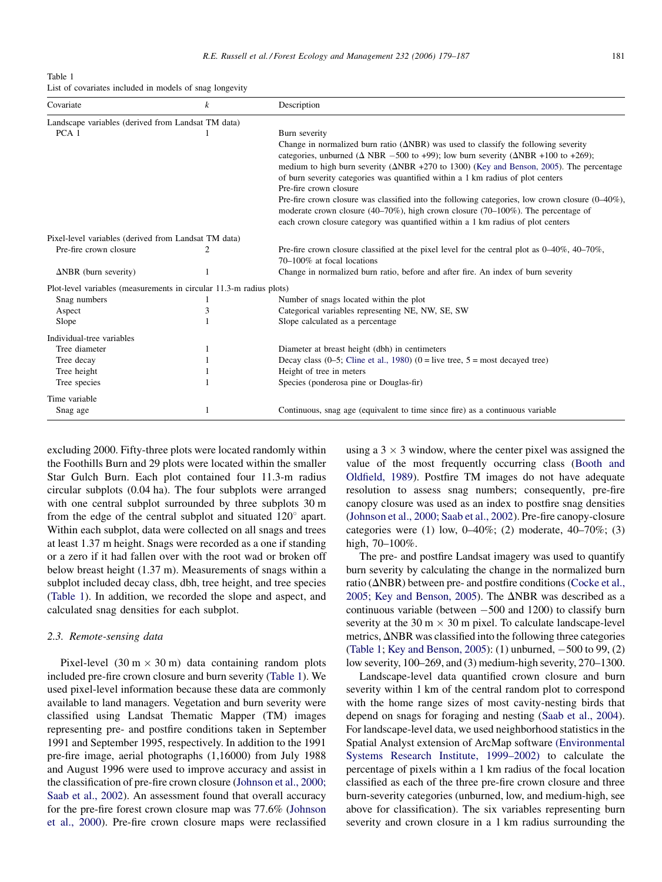Table 1
List of covariates included in models of snag longevity

| Covariate | $k$ | Description |
|---|---|---|
| Landscape variables (derived from Landsat TM data) | | |
| PCA 1 | 1 | Burn severity<br>Change in normalized burn ratio (ΔNBR) was used to classify the following severity categories, unburned (Δ NBR −500 to +99); low burn severity (ΔNBR +100 to +269); medium to high burn severity (ΔNBR +270 to 1300) (Key and Benson, 2005). The percentage of burn severity categories was quantified within a 1 km radius of plot centers<br>Pre-fire crown closure<br>Pre-fire crown closure was classified into the following categories, low crown closure (0–40%), moderate crown closure (40–70%), high crown closure (70–100%). The percentage of each crown closure category was quantified within a 1 km radius of plot centers |
| Pixel-level variables (derived from Landsat TM data) | | |
| Pre-fire crown closure | 2 | Pre-fire crown closure classified at the pixel level for the central plot as 0–40%, 40–70%, 70–100% at focal locations |
| ΔNBR (burn severity) | 1 | Change in normalized burn ratio, before and after fire. An index of burn severity |
| Plot-level variables (measurements in circular 11.3-m radius plots) | | |
| Snag numbers | 1 | Number of snags located within the plot |
| Aspect | 3 | Categorical variables representing NE, NW, SE, SW |
| Slope | 1 | Slope calculated as a percentage |
| Individual-tree variables | | |
| Tree diameter | 1 | Diameter at breast height (dbh) in centimeters |
| Tree decay | 1 | Decay class (0–5; Cline et al., 1980) (0 = live tree, 5 = most decayed tree) |
| Tree height | 1 | Height of tree in meters |
| Tree species | 1 | Species (ponderosa pine or Douglas-fir) |
| Time variable | | |
| Snag age | 1 | Continuous, snag age (equivalent to time since fire) as a continuous variable |

excluding 2000. Fifty-three plots were located randomly within the Foothills Burn and 29 plots were located within the smaller Star Gulch Burn. Each plot contained four 11.3-m radius circular subplots (0.04 ha). The four subplots were arranged with one central subplot surrounded by three subplots 30 m from the edge of the central subplot and situated 120° apart. Within each subplot, data were collected on all snags and trees at least 1.37 m height. Snags were recorded as a one if standing or a zero if it had fallen over with the root wad or broken off below breast height (1.37 m). Measurements of snags within a subplot included decay class, dbh, tree height, and tree species (Table 1). In addition, we recorded the slope and aspect, and calculated snag densities for each subplot.

### 2.3. Remote-sensing data

Pixel-level (30 m × 30 m) data containing random plots included pre-fire crown closure and burn severity (Table 1). We used pixel-level information because these data are commonly available to land managers. Vegetation and burn severity were classified using Landsat Thematic Mapper (TM) images representing pre- and postfire conditions taken in September 1991 and September 1995, respectively. In addition to the 1991 pre-fire image, aerial photographs (1,16000) from July 1988 and August 1996 were used to improve accuracy and assist in the classification of pre-fire crown closure (Johnson et al., 2000; Saab et al., 2002). An assessment found that overall accuracy for the pre-fire forest crown closure map was 77.6% (Johnson et al., 2000). Pre-fire crown closure maps were reclassified using a 3 × 3 window, where the center pixel was assigned the value of the most frequently occurring class (Booth and Oldfield, 1989). Postfire TM images do not have adequate resolution to assess snag numbers; consequently, pre-fire canopy closure was used as an index to postfire snag densities (Johnson et al., 2000; Saab et al., 2002). Pre-fire canopy-closure categories were (1) low, 0–40%; (2) moderate, 40–70%; (3) high, 70–100%.

The pre- and postfire Landsat imagery was used to quantify burn severity by calculating the change in the normalized burn ratio (ΔNBR) between pre- and postfire conditions (Cocke et al., 2005; Key and Benson, 2005). The ΔNBR was described as a continuous variable (between −500 and 1200) to classify burn severity at the 30 m × 30 m pixel. To calculate landscape-level metrics, ΔNBR was classified into the following three categories (Table 1; Key and Benson, 2005): (1) unburned, −500 to 99, (2) low severity, 100–269, and (3) medium-high severity, 270–1300.

Landscape-level data quantified crown closure and burn severity within 1 km of the central random plot to correspond with the home range sizes of most cavity-nesting birds that depend on snags for foraging and nesting (Saab et al., 2004). For landscape-level data, we used neighborhood statistics in the Spatial Analyst extension of ArcMap software (Environmental Systems Research Institute, 1999–2002) to calculate the percentage of pixels within a 1 km radius of the focal location classified as each of the three pre-fire crown closure and three burn-severity categories (unburned, low, and medium-high, see above for classification). The six variables representing burn severity and crown closure in a 1 km radius surrounding the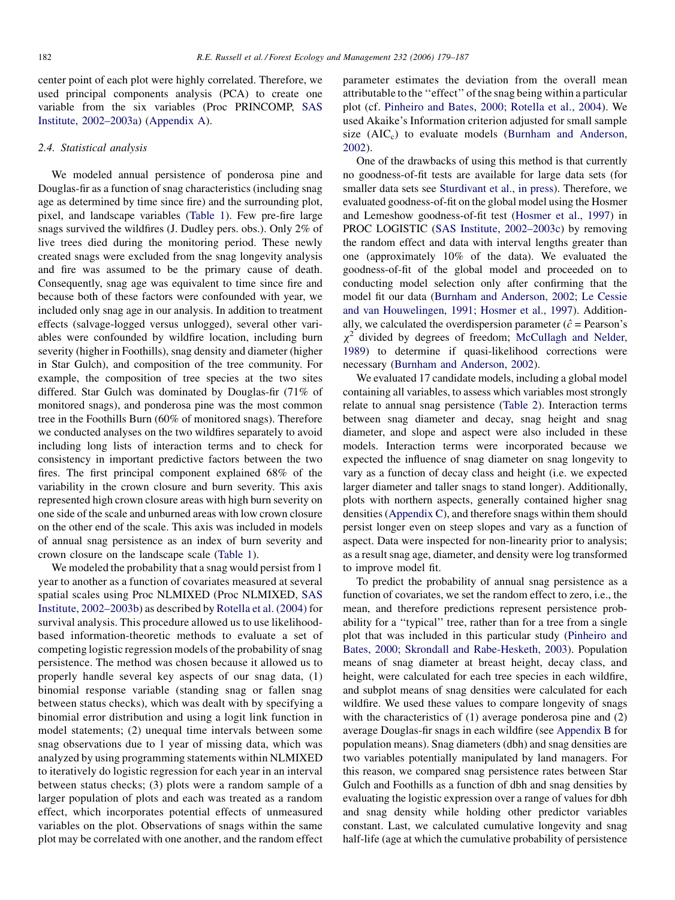center point of each plot were highly correlated. Therefore, we used principal components analysis (PCA) to create one variable from the six variables (Proc PRINCOMP, SAS Institute, 2002–2003a) (Appendix A).

### 2.4. Statistical analysis

We modeled annual persistence of ponderosa pine and Douglas-fir as a function of snag characteristics (including snag age as determined by time since fire) and the surrounding plot, pixel, and landscape variables (Table 1). Few pre-fire large snags survived the wildfires (J. Dudley pers. obs.). Only 2% of live trees died during the monitoring period. These newly created snags were excluded from the snag longevity analysis and fire was assumed to be the primary cause of death. Consequently, snag age was equivalent to time since fire and because both of these factors were confounded with year, we included only snag age in our analysis. In addition to treatment effects (salvage-logged versus unlogged), several other variables were confounded by wildfire location, including burn severity (higher in Foothills), snag density and diameter (higher in Star Gulch), and composition of the tree community. For example, the composition of tree species at the two sites differed. Star Gulch was dominated by Douglas-fir (71% of monitored snags), and ponderosa pine was the most common tree in the Foothills Burn (60% of monitored snags). Therefore we conducted analyses on the two wildfires separately to avoid including long lists of interaction terms and to check for consistency in important predictive factors between the two fires. The first principal component explained 68% of the variability in the crown closure and burn severity. This axis represented high crown closure areas with high burn severity on one side of the scale and unburned areas with low crown closure on the other end of the scale. This axis was included in models of annual snag persistence as an index of burn severity and crown closure on the landscape scale (Table 1).

We modeled the probability that a snag would persist from 1 year to another as a function of covariates measured at several spatial scales using Proc NLMIXED (Proc NLMIXED, SAS Institute, 2002–2003b) as described by Rotella et al. (2004) for survival analysis. This procedure allowed us to use likelihood-based information-theoretic methods to evaluate a set of competing logistic regression models of the probability of snag persistence. The method was chosen because it allowed us to properly handle several key aspects of our snag data, (1) binomial response variable (standing snag or fallen snag between status checks), which was dealt with by specifying a binomial error distribution and using a logit link function in model statements; (2) unequal time intervals between some snag observations due to 1 year of missing data, which was analyzed by using programming statements within NLMIXED to iteratively do logistic regression for each year in an interval between status checks; (3) plots were a random sample of a larger population of plots and each was treated as a random effect, which incorporates potential effects of unmeasured variables on the plot. Observations of snags within the same plot may be correlated with one another, and the random effect parameter estimates the deviation from the overall mean attributable to the "effect" of the snag being within a particular plot (cf. Pinheiro and Bates, 2000; Rotella et al., 2004). We used Akaike's Information criterion adjusted for small sample size ($AIC_c$) to evaluate models (Burnham and Anderson, 2002).

One of the drawbacks of using this method is that currently no goodness-of-fit tests are available for large data sets (for smaller data sets see Sturdivant et al., in press). Therefore, we evaluated goodness-of-fit on the global model using the Hosmer and Lemeshow goodness-of-fit test (Hosmer et al., 1997) in PROC LOGISTIC (SAS Institute, 2002–2003c) by removing the random effect and data with interval lengths greater than one (approximately 10% of the data). We evaluated the goodness-of-fit of the global model and proceeded on to conducting model selection only after confirming that the model fit our data (Burnham and Anderson, 2002; Le Cessie and van Houwelingen, 1991; Hosmer et al., 1997). Additionally, we calculated the overdispersion parameter ($\hat{c}$ = Pearson's $\chi^2$ divided by degrees of freedom; McCullagh and Nelder, 1989) to determine if quasi-likelihood corrections were necessary (Burnham and Anderson, 2002).

We evaluated 17 candidate models, including a global model containing all variables, to assess which variables most strongly relate to annual snag persistence (Table 2). Interaction terms between snag diameter and decay, snag height and snag diameter, and slope and aspect were also included in these models. Interaction terms were incorporated because we expected the influence of snag diameter on snag longevity to vary as a function of decay class and height (i.e. we expected larger diameter and taller snags to stand longer). Additionally, plots with northern aspects, generally contained higher snag densities (Appendix C), and therefore snags within them should persist longer even on steep slopes and vary as a function of aspect. Data were inspected for non-linearity prior to analysis; as a result snag age, diameter, and density were log transformed to improve model fit.

To predict the probability of annual snag persistence as a function of covariates, we set the random effect to zero, i.e., the mean, and therefore predictions represent persistence probability for a "typical" tree, rather than for a tree from a single plot that was included in this particular study (Pinheiro and Bates, 2000; Skrondall and Rabe-Hesketh, 2003). Population means of snag diameter at breast height, decay class, and height, were calculated for each tree species in each wildfire, and subplot means of snag densities were calculated for each wildfire. We used these values to compare longevity of snags with the characteristics of (1) average ponderosa pine and (2) average Douglas-fir snags in each wildfire (see Appendix B for population means). Snag diameters (dbh) and snag densities are two variables potentially manipulated by land managers. For this reason, we compared snag persistence rates between Star Gulch and Foothills as a function of dbh and snag densities by evaluating the logistic expression over a range of values for dbh and snag density while holding other predictor variables constant. Last, we calculated cumulative longevity and snag half-life (age at which the cumulative probability of persistence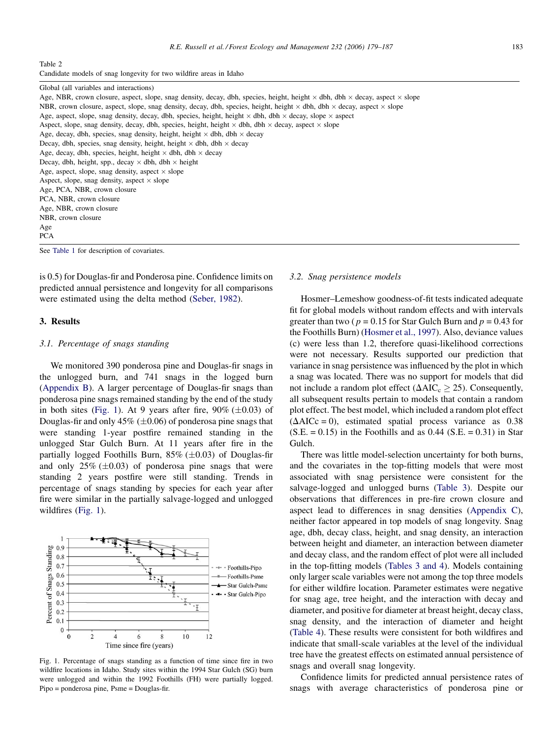Table 2
Candidate models of snag longevity for two wildfire areas in Idaho

| Global (all variables and interactions) |
|---|
| Age, NBR, crown closure, aspect, slope, snag density, decay, dbh, species, height, height × dbh, dbh × decay, aspect × slope |
| NBR, crown closure, aspect, slope, snag density, decay, dbh, species, height, height × dbh, dbh × decay, aspect × slope |
| Age, aspect, slope, snag density, decay, dbh, species, height, height × dbh, dbh × decay, slope × aspect |
| Aspect, slope, snag density, decay, dbh, species, height, height × dbh, dbh × decay, aspect × slope |
| Age, decay, dbh, species, snag density, height, height × dbh, dbh × decay |
| Decay, dbh, species, snag density, height, height × dbh, dbh × decay |
| Age, decay, dbh, species, height, height × dbh, dbh × decay |
| Decay, dbh, height, spp., decay × dbh, dbh × height |
| Age, aspect, slope, snag density, aspect × slope |
| Aspect, slope, snag density, aspect × slope |
| Age, PCA, NBR, crown closure |
| PCA, NBR, crown closure |
| Age, NBR, crown closure |
| NBR, crown closure |
| Age |
| PCA |

See Table 1 for description of covariates.

is 0.5) for Douglas-fir and Ponderosa pine. Confidence limits on predicted annual persistence and longevity for all comparisons were estimated using the delta method (Seber, 1982).

## 3. Results

### 3.1. Percentage of snags standing

We monitored 390 ponderosa pine and Douglas-fir snags in the unlogged burn, and 741 snags in the logged burn (Appendix B). A larger percentage of Douglas-fir snags than ponderosa pine snags remained standing by the end of the study in both sites (Fig. 1). At 9 years after fire, 90% ($\pm$0.03) of Douglas-fir and only 45% ($\pm$0.06) of ponderosa pine snags that were standing 1-year postfire remained standing in the unlogged Star Gulch Burn. At 11 years after fire in the partially logged Foothills Burn, 85% ($\pm$0.03) of Douglas-fir and only 25% ($\pm$0.03) of ponderosa pine snags that were standing 2 years postfire were still standing. Trends in percentage of snags standing by species for each year after fire were similar in the partially salvage-logged and unlogged wildfires (Fig. 1).

Fig. 1. Percentage of snags standing as a function of time since fire in two wildfire locations in Idaho. Study sites within the 1994 Star Gulch (SG) burn were unlogged and within the 1992 Foothills (FH) were partially logged. Pipo = ponderosa pine, Psme = Douglas-fir.

### 3.2. Snag persistence models

Hosmer–Lemeshow goodness-of-fit tests indicated adequate fit for global models without random effects and with intervals greater than two ( $p = 0.15$ for Star Gulch Burn and $p = 0.43$ for the Foothills Burn) (Hosmer et al., 1997). Also, deviance values (c) were less than 1.2, therefore quasi-likelihood corrections were not necessary. Results supported our prediction that variance in snag persistence was influenced by the plot in which a snag was located. There was no support for models that did not include a random plot effect ($\Delta \text{AIC}_c \geq 25$). Consequently, all subsequent results pertain to models that contain a random plot effect. The best model, which included a random plot effect ($\Delta$AICc = 0), estimated spatial process variance as 0.38 (S.E. = 0.15) in the Foothills and as 0.44 (S.E. = 0.31) in Star Gulch.

There was little model-selection uncertainty for both burns, and the covariates in the top-fitting models that were most associated with snag persistence were consistent for the salvage-logged and unlogged burns (Table 3). Despite our observations that differences in pre-fire crown closure and aspect lead to differences in snag densities (Appendix C), neither factor appeared in top models of snag longevity. Snag age, dbh, decay class, height, and snag density, an interaction between height and diameter, an interaction between diameter and decay class, and the random effect of plot were all included in the top-fitting models (Tables 3 and 4). Models containing only larger scale variables were not among the top three models for either wildfire location. Parameter estimates were negative for snag age, tree height, and the interaction with decay and diameter, and positive for diameter at breast height, decay class, snag density, and the interaction of diameter and height (Table 4). These results were consistent for both wildfires and indicate that small-scale variables at the level of the individual tree have the greatest effects on estimated annual persistence of snags and overall snag longevity.

Confidence limits for predicted annual persistence rates of snags with average characteristics of ponderosa pine or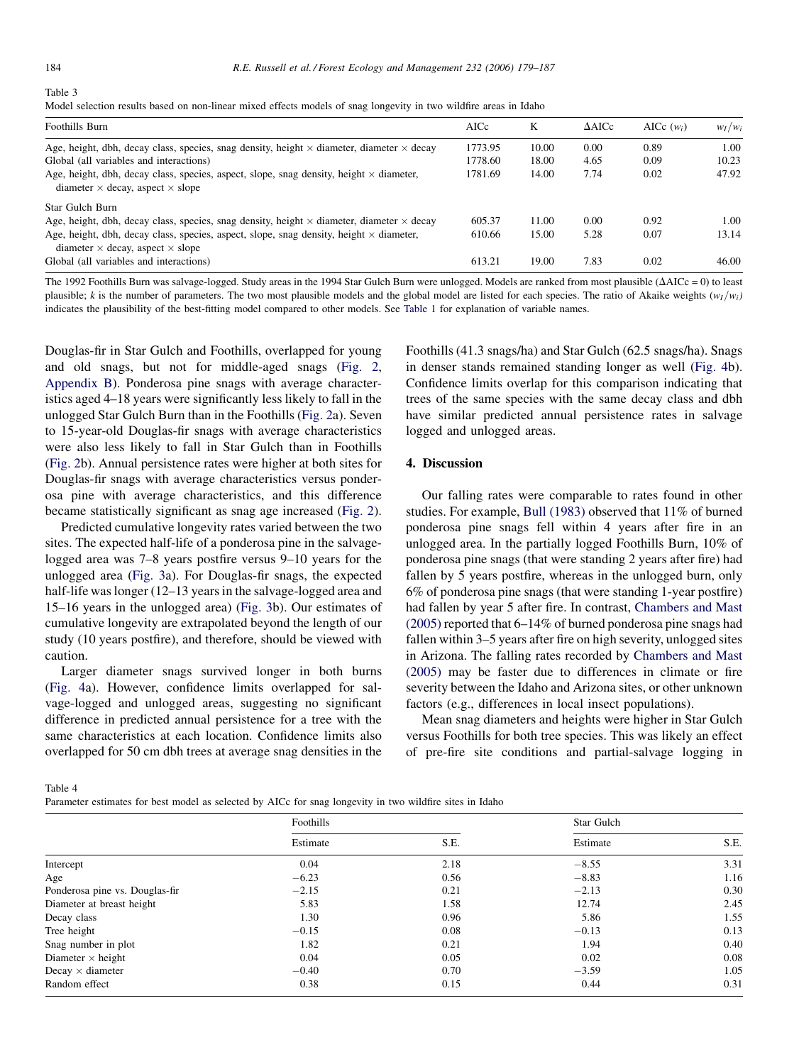Table 3

Model selection results based on non-linear mixed effects models of snag longevity in two wildfire areas in Idaho

| Foothills Burn | AICc | K | ΔAICc | AICc ($w_i$) | $w_I/w_i$ |
|---|---|---|---|---|---|
| Age, height, dbh, decay class, species, snag density, height × diameter, diameter × decay | 1773.95 | 10.00 | 0.00 | 0.89 | 1.00 |
| Global (all variables and interactions) | 1778.60 | 18.00 | 4.65 | 0.09 | 10.23 |
| Age, height, dbh, decay class, species, aspect, slope, snag density, height × diameter, diameter × decay, aspect × slope | 1781.69 | 14.00 | 7.74 | 0.02 | 47.92 |
| Star Gulch Burn | | | | | |
| Age, height, dbh, decay class, species, snag density, height × diameter, diameter × decay | 605.37 | 11.00 | 0.00 | 0.92 | 1.00 |
| Age, height, dbh, decay class, species, aspect, slope, snag density, height × diameter, diameter × decay, aspect × slope | 610.66 | 15.00 | 5.28 | 0.07 | 13.14 |
| Global (all variables and interactions) | 613.21 | 19.00 | 7.83 | 0.02 | 46.00 |

The 1992 Foothills Burn was salvage-logged. Study areas in the 1994 Star Gulch Burn were unlogged. Models are ranked from most plausible (ΔAICc = 0) to least plausible; $k$ is the number of parameters. The two most plausible models and the global model are listed for each species. The ratio of Akaike weights ($w_I/w_i$) indicates the plausibility of the best-fitting model compared to other models. See Table 1 for explanation of variable names.

Douglas-fir in Star Gulch and Foothills, overlapped for young and old snags, but not for middle-aged snags (Fig. 2, Appendix B). Ponderosa pine snags with average characteristics aged 4–18 years were significantly less likely to fall in the unlogged Star Gulch Burn than in the Foothills (Fig. 2a). Seven to 15-year-old Douglas-fir snags with average characteristics were also less likely to fall in Star Gulch than in Foothills (Fig. 2b). Annual persistence rates were higher at both sites for Douglas-fir snags with average characteristics versus ponderosa pine with average characteristics, and this difference became statistically significant as snag age increased (Fig. 2).

Predicted cumulative longevity rates varied between the two sites. The expected half-life of a ponderosa pine in the salvage-logged area was 7–8 years postfire versus 9–10 years for the unlogged area (Fig. 3a). For Douglas-fir snags, the expected half-life was longer (12–13 years in the salvage-logged area and 15–16 years in the unlogged area) (Fig. 3b). Our estimates of cumulative longevity are extrapolated beyond the length of our study (10 years postfire), and therefore, should be viewed with caution.

Larger diameter snags survived longer in both burns (Fig. 4a). However, confidence limits overlapped for salvage-logged and unlogged areas, suggesting no significant difference in predicted annual persistence for a tree with the same characteristics at each location. Confidence limits also overlapped for 50 cm dbh trees at average snag densities in the Foothills (41.3 snags/ha) and Star Gulch (62.5 snags/ha). Snags in denser stands remained standing longer as well (Fig. 4b). Confidence limits overlap for this comparison indicating that trees of the same species with the same decay class and dbh have similar predicted annual persistence rates in salvage logged and unlogged areas.

## 4. Discussion

Our falling rates were comparable to rates found in other studies. For example, Bull (1983) observed that 11% of burned ponderosa pine snags fell within 4 years after fire in an unlogged area. In the partially logged Foothills Burn, 10% of ponderosa pine snags (that were standing 2 years after fire) had fallen by 5 years postfire, whereas in the unlogged burn, only 6% of ponderosa pine snags (that were standing 1-year postfire) had fallen by year 5 after fire. In contrast, Chambers and Mast (2005) reported that 6–14% of burned ponderosa pine snags had fallen within 3–5 years after fire on high severity, unlogged sites in Arizona. The falling rates recorded by Chambers and Mast (2005) may be faster due to differences in climate or fire severity between the Idaho and Arizona sites, or other unknown factors (e.g., differences in local insect populations).

Mean snag diameters and heights were higher in Star Gulch versus Foothills for both tree species. This was likely an effect of pre-fire site conditions and partial-salvage logging in

Table 4

Parameter estimates for best model as selected by AICc for snag longevity in two wildfire sites in Idaho

| | Foothills | | Star Gulch | |
|---|---|---|---|---|
| | Estimate | S.E. | Estimate | S.E. |
| Intercept | 0.04 | 2.18 | −8.55 | 3.31 |
| Age | −6.23 | 0.56 | −8.83 | 1.16 |
| Ponderosa pine vs. Douglas-fir | −2.15 | 0.21 | −2.13 | 0.30 |
| Diameter at breast height | 5.83 | 1.58 | 12.74 | 2.45 |
| Decay class | 1.30 | 0.96 | 5.86 | 1.55 |
| Tree height | −0.15 | 0.08 | −0.13 | 0.13 |
| Snag number in plot | 1.82 | 0.21 | 1.94 | 0.40 |
| Diameter × height | 0.04 | 0.05 | 0.02 | 0.08 |
| Decay × diameter | −0.40 | 0.70 | −3.59 | 1.05 |
| Random effect | 0.38 | 0.15 | 0.44 | 0.31 |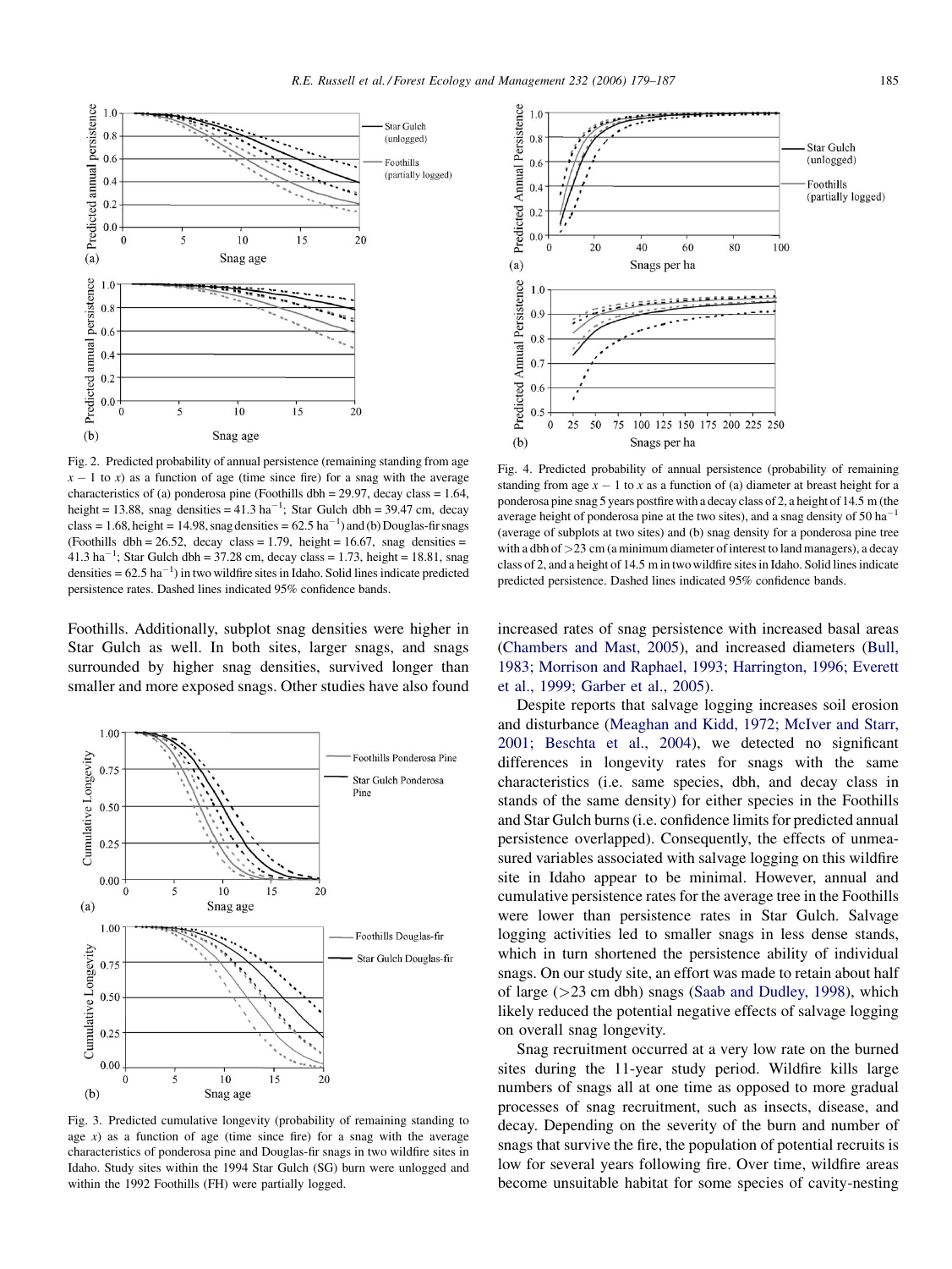Fig. 2. Predicted probability of annual persistence (remaining standing from age $x - 1$ to $x$) as a function of age (time since fire) for a snag with the average characteristics of (a) ponderosa pine (Foothills dbh = 29.97, decay class = 1.64, height = 13.88, snag densities = 41.3 $ha^{-1}$; Star Gulch dbh = 39.47 cm, decay class = 1.68, height = 14.98, snag densities = 62.5 $ha^{-1}$) and (b) Douglas-fir snags (Foothills dbh = 26.52, decay class = 1.79, height = 16.67, snag densities = 41.3 $ha^{-1}$; Star Gulch dbh = 37.28 cm, decay class = 1.73, height = 18.81, snag densities = 62.5 $ha^{-1}$) in two wildfire sites in Idaho. Solid lines indicate predicted persistence rates. Dashed lines indicated 95% confidence bands.

Fig. 4. Predicted probability of annual persistence (probability of remaining standing from age $x - 1$ to $x$ as a function of (a) diameter at breast height for a ponderosa pine snag 5 years postfire with a decay class of 2, a height of 14.5 m (the average height of ponderosa pine at the two sites), and a snag density of 50 $ha^{-1}$ (average of subplots at two sites) and (b) snag density for a ponderosa pine tree with a dbh of >23 cm (a minimum diameter of interest to land managers), a decay class of 2, and a height of 14.5 m in two wildfire sites in Idaho. Solid lines indicate predicted persistence. Dashed lines indicated 95% confidence bands.

Foothills. Additionally, subplot snag densities were higher in Star Gulch as well. In both sites, larger snags, and snags surrounded by higher snag densities, survived longer than smaller and more exposed snags. Other studies have also found increased rates of snag persistence with increased basal areas (Chambers and Mast, 2005), and increased diameters (Bull, 1983; Morrison and Raphael, 1993; Harrington, 1996; Everett et al., 1999; Garber et al., 2005).

Fig. 3. Predicted cumulative longevity (probability of remaining standing to age $x$) as a function of age (time since fire) for a snag with the average characteristics of ponderosa pine and Douglas-fir snags in two wildfire sites in Idaho. Study sites within the 1994 Star Gulch (SG) burn were unlogged and within the 1992 Foothills (FH) were partially logged.

Despite reports that salvage logging increases soil erosion and disturbance (Meaghan and Kidd, 1972; McIver and Starr, 2001; Beschta et al., 2004), we detected no significant differences in longevity rates for snags with the same characteristics (i.e. same species, dbh, and decay class in stands of the same density) for either species in the Foothills and Star Gulch burns (i.e. confidence limits for predicted annual persistence overlapped). Consequently, the effects of unmeasured variables associated with salvage logging on this wildfire site in Idaho appear to be minimal. However, annual and cumulative persistence rates for the average tree in the Foothills were lower than persistence rates in Star Gulch. Salvage logging activities led to smaller snags in less dense stands, which in turn shortened the persistence ability of individual snags. On our study site, an effort was made to retain about half of large (>23 cm dbh) snags (Saab and Dudley, 1998), which likely reduced the potential negative effects of salvage logging on overall snag longevity.

Snag recruitment occurred at a very low rate on the burned sites during the 11-year study period. Wildfire kills large numbers of snags all at one time as opposed to more gradual processes of snag recruitment, such as insects, disease, and decay. Depending on the severity of the burn and number of snags that survive the fire, the population of potential recruits is low for several years following fire. Over time, wildfire areas become unsuitable habitat for some species of cavity-nesting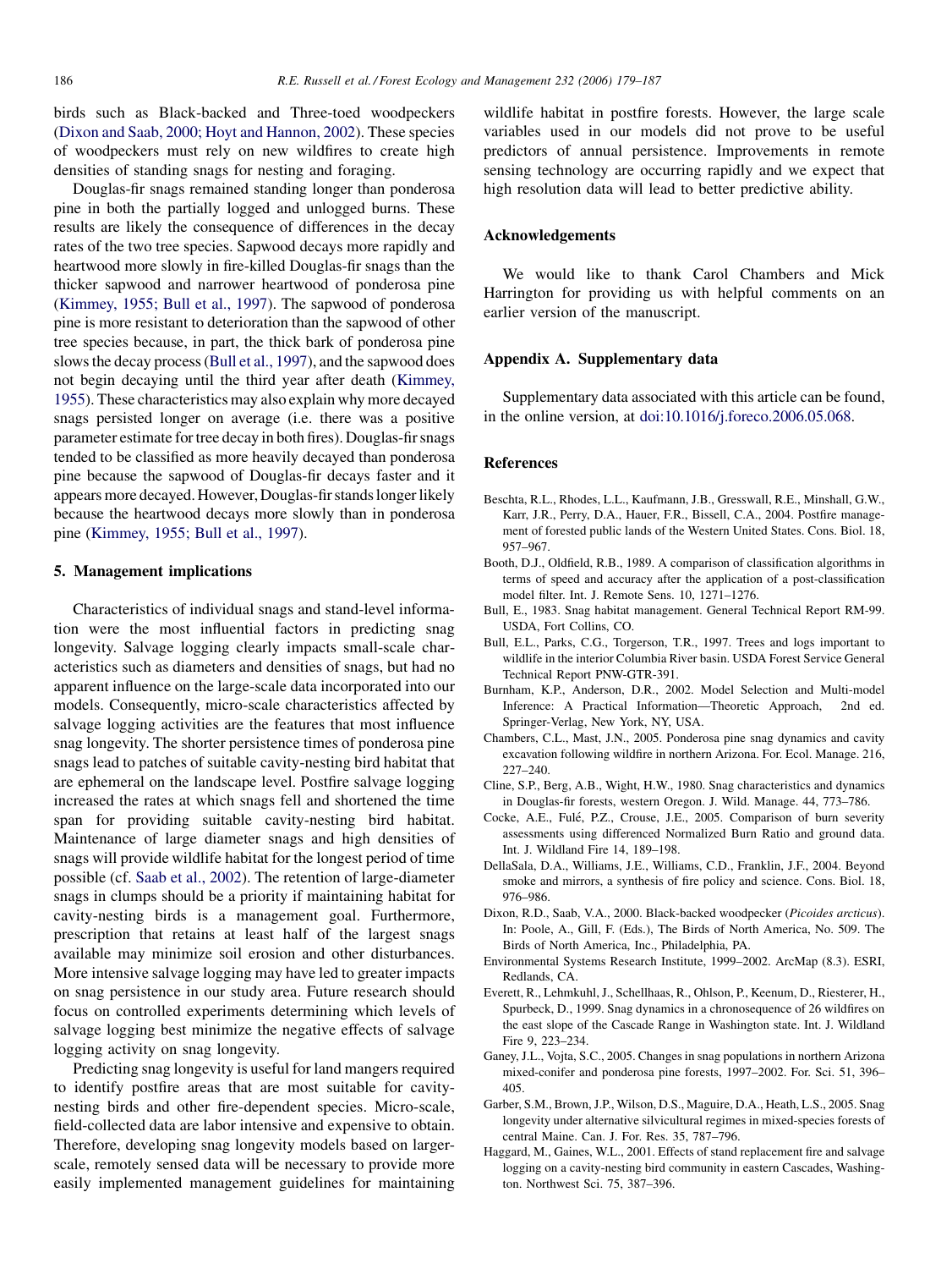birds such as Black-backed and Three-toed woodpeckers (Dixon and Saab, 2000; Hoyt and Hannon, 2002). These species of woodpeckers must rely on new wildfires to create high densities of standing snags for nesting and foraging.

Douglas-fir snags remained standing longer than ponderosa pine in both the partially logged and unlogged burns. These results are likely the consequence of differences in the decay rates of the two tree species. Sapwood decays more rapidly and heartwood more slowly in fire-killed Douglas-fir snags than the thicker sapwood and narrower heartwood of ponderosa pine (Kimmey, 1955; Bull et al., 1997). The sapwood of ponderosa pine is more resistant to deterioration than the sapwood of other tree species because, in part, the thick bark of ponderosa pine slows the decay process (Bull et al., 1997), and the sapwood does not begin decaying until the third year after death (Kimmey, 1955). These characteristics may also explain why more decayed snags persisted longer on average (i.e. there was a positive parameter estimate for tree decay in both fires). Douglas-fir snags tended to be classified as more heavily decayed than ponderosa pine because the sapwood of Douglas-fir decays faster and it appears more decayed. However, Douglas-fir stands longer likely because the heartwood decays more slowly than in ponderosa pine (Kimmey, 1955; Bull et al., 1997).

## 5. Management implications

Characteristics of individual snags and stand-level information were the most influential factors in predicting snag longevity. Salvage logging clearly impacts small-scale characteristics such as diameters and densities of snags, but had no apparent influence on the large-scale data incorporated into our models. Consequently, micro-scale characteristics affected by salvage logging activities are the features that most influence snag longevity. The shorter persistence times of ponderosa pine snags lead to patches of suitable cavity-nesting bird habitat that are ephemeral on the landscape level. Postfire salvage logging increased the rates at which snags fell and shortened the time span for providing suitable cavity-nesting bird habitat. Maintenance of large diameter snags and high densities of snags will provide wildlife habitat for the longest period of time possible (cf. Saab et al., 2002). The retention of large-diameter snags in clumps should be a priority if maintaining habitat for cavity-nesting birds is a management goal. Furthermore, prescription that retains at least half of the largest snags available may minimize soil erosion and other disturbances. More intensive salvage logging may have led to greater impacts on snag persistence in our study area. Future research should focus on controlled experiments determining which levels of salvage logging best minimize the negative effects of salvage logging activity on snag longevity.

Predicting snag longevity is useful for land mangers required to identify postfire areas that are most suitable for cavity-nesting birds and other fire-dependent species. Micro-scale, field-collected data are labor intensive and expensive to obtain. Therefore, developing snag longevity models based on larger-scale, remotely sensed data will be necessary to provide more easily implemented management guidelines for maintaining wildlife habitat in postfire forests. However, the large scale variables used in our models did not prove to be useful predictors of annual persistence. Improvements in remote sensing technology are occurring rapidly and we expect that high resolution data will lead to better predictive ability.

## Acknowledgements

We would like to thank Carol Chambers and Mick Harrington for providing us with helpful comments on an earlier version of the manuscript.

## Appendix A. Supplementary data

Supplementary data associated with this article can be found, in the online version, at doi:10.1016/j.foreco.2006.05.068.

## References

Beschta, R.L., Rhodes, L.L., Kaufmann, J.B., Gresswall, R.E., Minshall, G.W., Karr, J.R., Perry, D.A., Hauer, F.R., Bissell, C.A., 2004. Postfire management of forested public lands of the Western United States. Cons. Biol. 18, 957–967.

Booth, D.J., Oldfield, R.B., 1989. A comparison of classification algorithms in terms of speed and accuracy after the application of a post-classification model filter. Int. J. Remote Sens. 10, 1271–1276.

Bull, E., 1983. Snag habitat management. General Technical Report RM-99. USDA, Fort Collins, CO.

Bull, E.L., Parks, C.G., Torgerson, T.R., 1997. Trees and logs important to wildlife in the interior Columbia River basin. USDA Forest Service General Technical Report PNW-GTR-391.

Burnham, K.P., Anderson, D.R., 2002. Model Selection and Multi-model Inference: A Practical Information—Theoretic Approach, 2nd ed. Springer-Verlag, New York, NY, USA.

Chambers, C.L., Mast, J.N., 2005. Ponderosa pine snag dynamics and cavity excavation following wildfire in northern Arizona. For. Ecol. Manage. 216, 227–240.

Cline, S.P., Berg, A.B., Wight, H.W., 1980. Snag characteristics and dynamics in Douglas-fir forests, western Oregon. J. Wild. Manage. 44, 773–786.

Cocke, A.E., Fulé, P.Z., Crouse, J.E., 2005. Comparison of burn severity assessments using differenced Normalized Burn Ratio and ground data. Int. J. Wildland Fire 14, 189–198.

DellaSala, D.A., Williams, J.E., Williams, C.D., Franklin, J.F., 2004. Beyond smoke and mirrors, a synthesis of fire policy and science. Cons. Biol. 18, 976–986.

Dixon, R.D., Saab, V.A., 2000. Black-backed woodpecker (*Picoides arcticus*). In: Poole, A., Gill, F. (Eds.), The Birds of North America, No. 509. The Birds of North America, Inc., Philadelphia, PA.

Environmental Systems Research Institute, 1999–2002. ArcMap (8.3). ESRI, Redlands, CA.

Everett, R., Lehmkuhl, J., Schellhaas, R., Ohlson, P., Keenum, D., Riesterer, H., Spurbeck, D., 1999. Snag dynamics in a chronosequence of 26 wildfires on the east slope of the Cascade Range in Washington state. Int. J. Wildland Fire 9, 223–234.

Ganey, J.L., Vojta, S.C., 2005. Changes in snag populations in northern Arizona mixed-conifer and ponderosa pine forests, 1997–2002. For. Sci. 51, 396–405.

Garber, S.M., Brown, J.P., Wilson, D.S., Maguire, D.A., Heath, L.S., 2005. Snag longevity under alternative silvicultural regimes in mixed-species forests of central Maine. Can. J. For. Res. 35, 787–796.

Haggard, M., Gaines, W.L., 2001. Effects of stand replacement fire and salvage logging on a cavity-nesting bird community in eastern Cascades, Washington. Northwest Sci. 75, 387–396.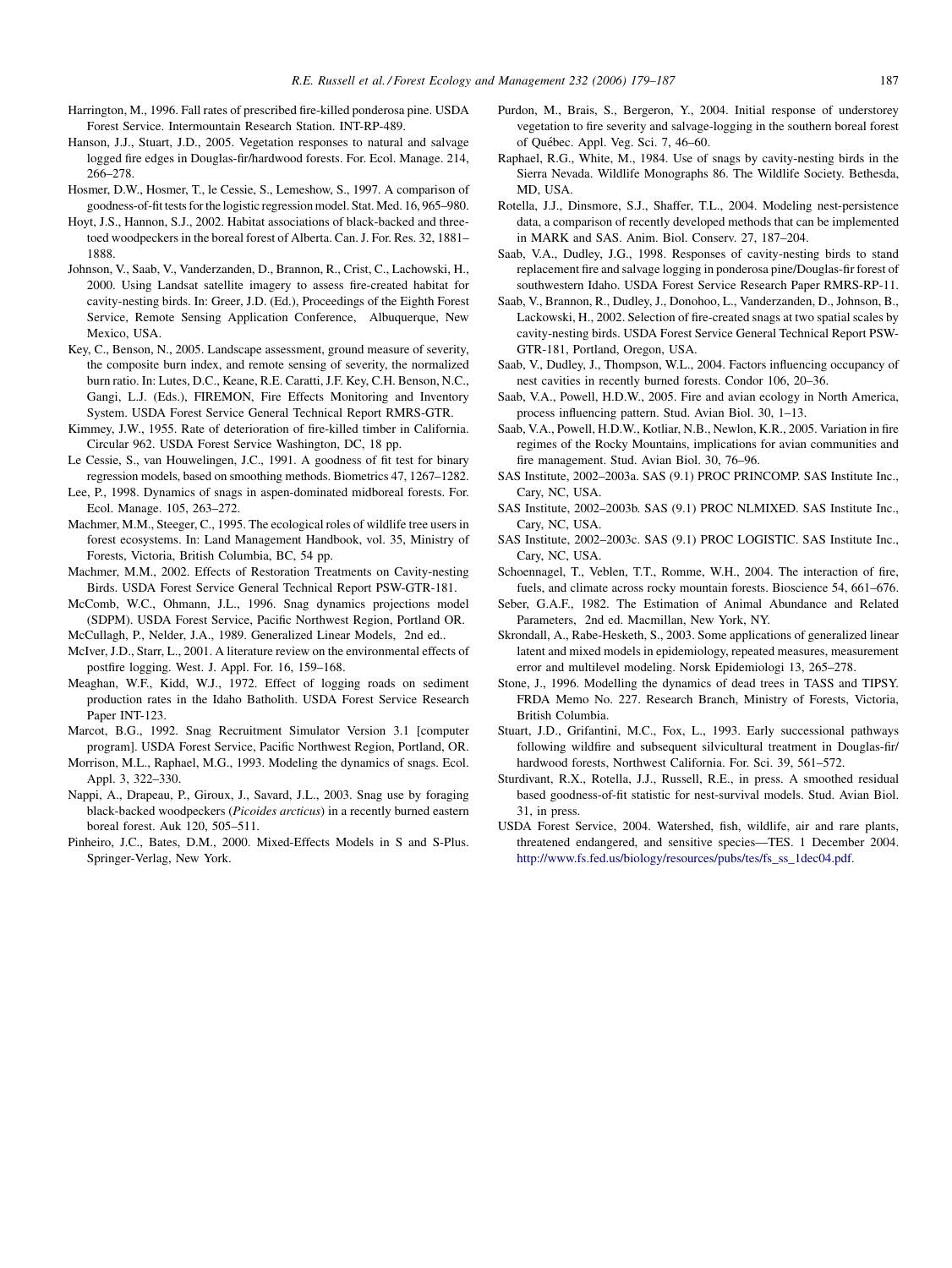Harrington, M., 1996. Fall rates of prescribed fire-killed ponderosa pine. USDA Forest Service. Intermountain Research Station. INT-RP-489.

Hanson, J.J., Stuart, J.D., 2005. Vegetation responses to natural and salvage logged fire edges in Douglas-fir/hardwood forests. For. Ecol. Manage. 214, 266–278.

Hosmer, D.W., Hosmer, T., le Cessie, S., Lemeshow, S., 1997. A comparison of goodness-of-fit tests for the logistic regression model. Stat. Med. 16, 965–980.

Hoyt, J.S., Hannon, S.J., 2002. Habitat associations of black-backed and three-toed woodpeckers in the boreal forest of Alberta. Can. J. For. Res. 32, 1881–1888.

Johnson, V., Saab, V., Vanderzanden, D., Brannon, R., Crist, C., Lachowski, H., 2000. Using Landsat satellite imagery to assess fire-created habitat for cavity-nesting birds. In: Greer, J.D. (Ed.), Proceedings of the Eighth Forest Service, Remote Sensing Application Conference, Albuquerque, New Mexico, USA.

Key, C., Benson, N., 2005. Landscape assessment, ground measure of severity, the composite burn index, and remote sensing of severity, the normalized burn ratio. In: Lutes, D.C., Keane, R.E. Caratti, J.F. Key, C.H. Benson, N.C., Gangi, L.J. (Eds.), FIREMON, Fire Effects Monitoring and Inventory System. USDA Forest Service General Technical Report RMRS-GTR.

Kimmey, J.W., 1955. Rate of deterioration of fire-killed timber in California. Circular 962. USDA Forest Service Washington, DC, 18 pp.

Le Cessie, S., van Houwelingen, J.C., 1991. A goodness of fit test for binary regression models, based on smoothing methods. Biometrics 47, 1267–1282.

Lee, P., 1998. Dynamics of snags in aspen-dominated midboreal forests. For. Ecol. Manage. 105, 263–272.

Machmer, M.M., Steeger, C., 1995. The ecological roles of wildlife tree users in forest ecosystems. In: Land Management Handbook, vol. 35, Ministry of Forests, Victoria, British Columbia, BC, 54 pp.

Machmer, M.M., 2002. Effects of Restoration Treatments on Cavity-nesting Birds. USDA Forest Service General Technical Report PSW-GTR-181.

McComb, W.C., Ohmann, J.L., 1996. Snag dynamics projections model (SDPM). USDA Forest Service, Pacific Northwest Region, Portland OR.

McCullagh, P., Nelder, J.A., 1989. Generalized Linear Models, 2nd ed..

McIver, J.D., Starr, L., 2001. A literature review on the environmental effects of postfire logging. West. J. Appl. For. 16, 159–168.

Meaghan, W.F., Kidd, W.J., 1972. Effect of logging roads on sediment production rates in the Idaho Batholith. USDA Forest Service Research Paper INT-123.

Marcot, B.G., 1992. Snag Recruitment Simulator Version 3.1 [computer program]. USDA Forest Service, Pacific Northwest Region, Portland, OR.

Morrison, M.L., Raphael, M.G., 1993. Modeling the dynamics of snags. Ecol. Appl. 3, 322–330.

Nappi, A., Drapeau, P., Giroux, J., Savard, J.L., 2003. Snag use by foraging black-backed woodpeckers (*Picoides arcticus*) in a recently burned eastern boreal forest. Auk 120, 505–511.

Pinheiro, J.C., Bates, D.M., 2000. Mixed-Effects Models in S and S-Plus. Springer-Verlag, New York.

Purdon, M., Brais, S., Bergeron, Y., 2004. Initial response of understorey vegetation to fire severity and salvage-logging in the southern boreal forest of Québec. Appl. Veg. Sci. 7, 46–60.

Raphael, R.G., White, M., 1984. Use of snags by cavity-nesting birds in the Sierra Nevada. Wildlife Monographs 86. The Wildlife Society. Bethesda, MD, USA.

Rotella, J.J., Dinsmore, S.J., Shaffer, T.L., 2004. Modeling nest-persistence data, a comparison of recently developed methods that can be implemented in MARK and SAS. Anim. Biol. Conserv. 27, 187–204.

Saab, V.A., Dudley, J.G., 1998. Responses of cavity-nesting birds to stand replacement fire and salvage logging in ponderosa pine/Douglas-fir forest of southwestern Idaho. USDA Forest Service Research Paper RMRS-RP-11.

Saab, V., Brannon, R., Dudley, J., Donohoo, L., Vanderzanden, D., Johnson, B., Lackowski, H., 2002. Selection of fire-created snags at two spatial scales by cavity-nesting birds. USDA Forest Service General Technical Report PSW-GTR-181, Portland, Oregon, USA.

Saab, V., Dudley, J., Thompson, W.L., 2004. Factors influencing occupancy of nest cavities in recently burned forests. Condor 106, 20–36.

Saab, V.A., Powell, H.D.W., 2005. Fire and avian ecology in North America, process influencing pattern. Stud. Avian Biol. 30, 1–13.

Saab, V.A., Powell, H.D.W., Kotliar, N.B., Newlon, K.R., 2005. Variation in fire regimes of the Rocky Mountains, implications for avian communities and fire management. Stud. Avian Biol. 30, 76–96.

SAS Institute, 2002–2003a. SAS (9.1) PROC PRINCOMP. SAS Institute Inc., Cary, NC, USA.

SAS Institute, 2002–2003b. SAS (9.1) PROC NLMIXED. SAS Institute Inc., Cary, NC, USA.

SAS Institute, 2002–2003c. SAS (9.1) PROC LOGISTIC. SAS Institute Inc., Cary, NC, USA.

Schoennagel, T., Veblen, T.T., Romme, W.H., 2004. The interaction of fire, fuels, and climate across rocky mountain forests. Bioscience 54, 661–676.

Seber, G.A.F., 1982. The Estimation of Animal Abundance and Related Parameters, 2nd ed. Macmillan, New York, NY.

Skrondall, A., Rabe-Hesketh, S., 2003. Some applications of generalized linear latent and mixed models in epidemiology, repeated measures, measurement error and multilevel modeling. Norsk Epidemiologi 13, 265–278.

Stone, J., 1996. Modelling the dynamics of dead trees in TASS and TIPSY. FRDA Memo No. 227. Research Branch, Ministry of Forests, Victoria, British Columbia.

Stuart, J.D., Grifantini, M.C., Fox, L., 1993. Early successional pathways following wildfire and subsequent silvicultural treatment in Douglas-fir/hardwood forests, Northwest California. For. Sci. 39, 561–572.

Sturdivant, R.X., Rotella, J.J., Russell, R.E., in press. A smoothed residual based goodness-of-fit statistic for nest-survival models. Stud. Avian Biol. 31, in press.

USDA Forest Service, 2004. Watershed, fish, wildlife, air and rare plants, threatened endangered, and sensitive species—TES. 1 December 2004. http://www.fs.fed.us/biology/resources/pubs/tes/fs_ss_1dec04.pdf.